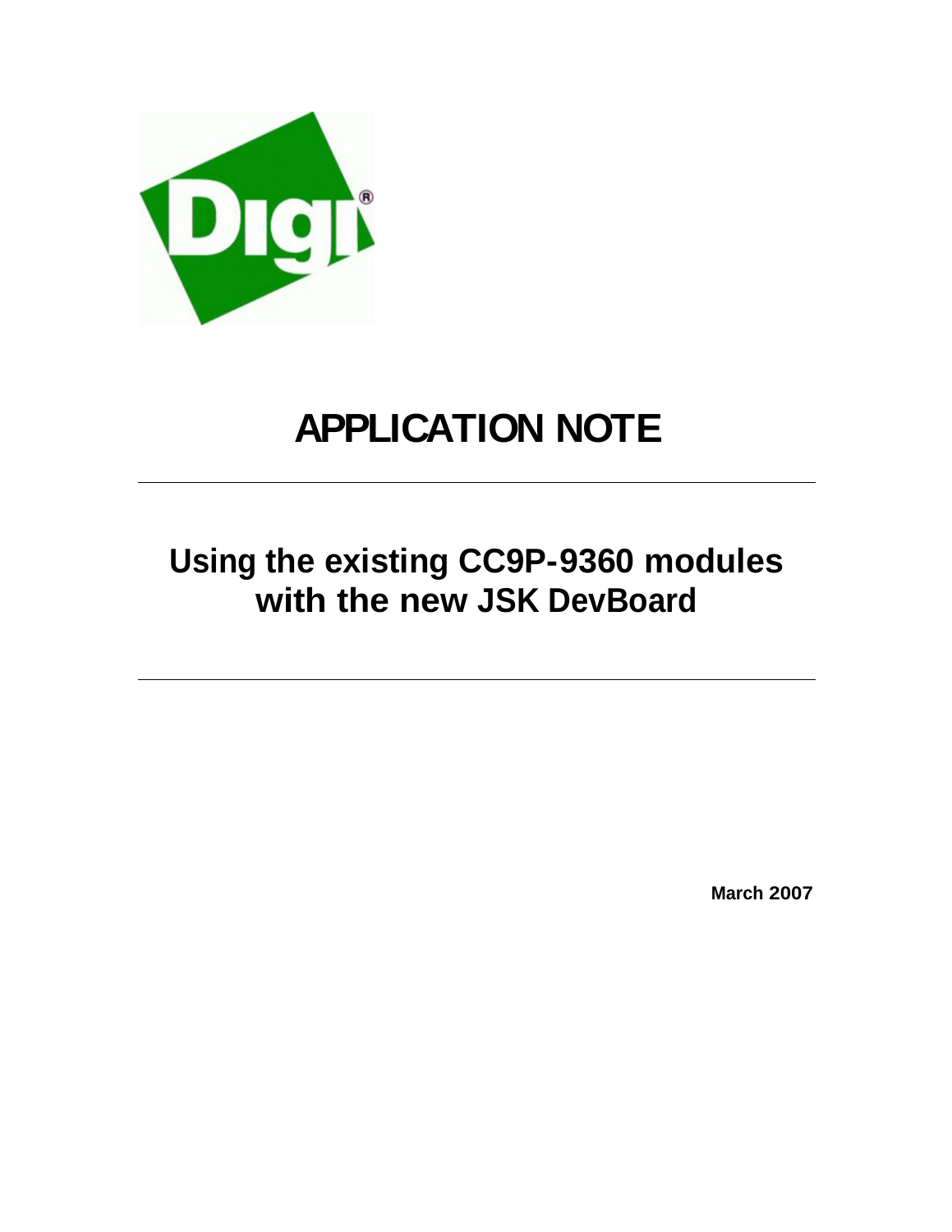# APPLICATION NOTE

---

## Using the existing CC9P-9360 modules with the new JSK DevBoard

---

**March 2007**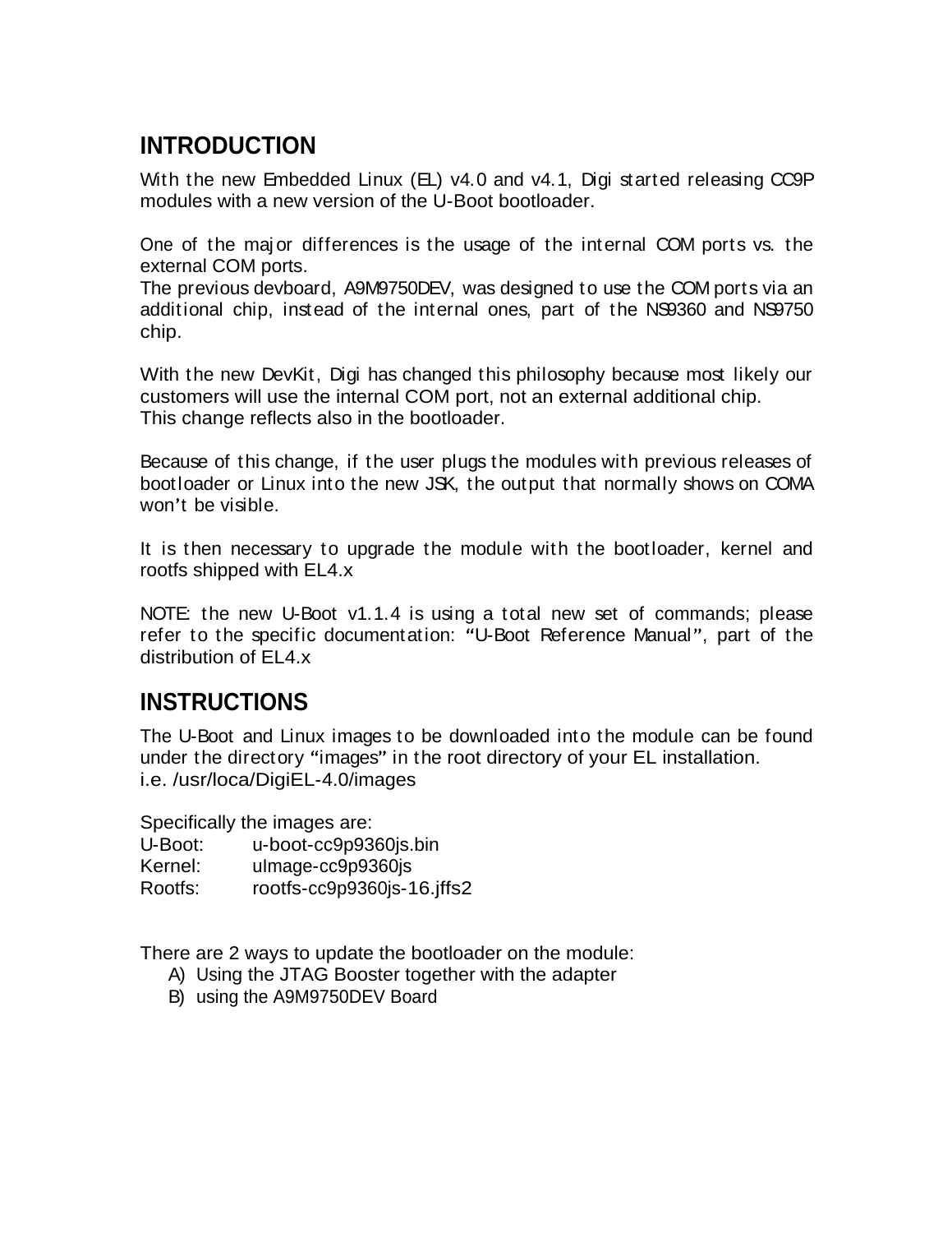## INTRODUCTION

With the new Embedded Linux (EL) v4.0 and v4.1, Digi started releasing CC9P modules with a new version of the U-Boot bootloader.

One of the major differences is the usage of the internal COM ports vs. the external COM ports.
The previous devboard, A9M9750DEV, was designed to use the COM ports via an additional chip, instead of the internal ones, part of the NS9360 and NS9750 chip.

With the new DevKit, Digi has changed this philosophy because most likely our customers will use the internal COM port, not an external additional chip.
This change reflects also in the bootloader.

Because of this change, if the user plugs the modules with previous releases of bootloader or Linux into the new JSK, the output that normally shows on COMA won't be visible.

It is then necessary to upgrade the module with the bootloader, kernel and rootfs shipped with EL4.x

NOTE: the new U-Boot v1.1.4 is using a total new set of commands; please refer to the specific documentation: "U-Boot Reference Manual", part of the distribution of EL4.x

## INSTRUCTIONS

The U-Boot and Linux images to be downloaded into the module can be found under the directory "images" in the root directory of your EL installation.
i.e. /usr/loca/DigiEL-4.0/images

Specifically the images are:
U-Boot: u-boot-cc9p9360js.bin
Kernel: uImage-cc9p9360js
Rootfs: rootfs-cc9p9360js-16.jffs2

There are 2 ways to update the bootloader on the module:

A) Using the JTAG Booster together with the adapter
B) using the A9M9750DEV Board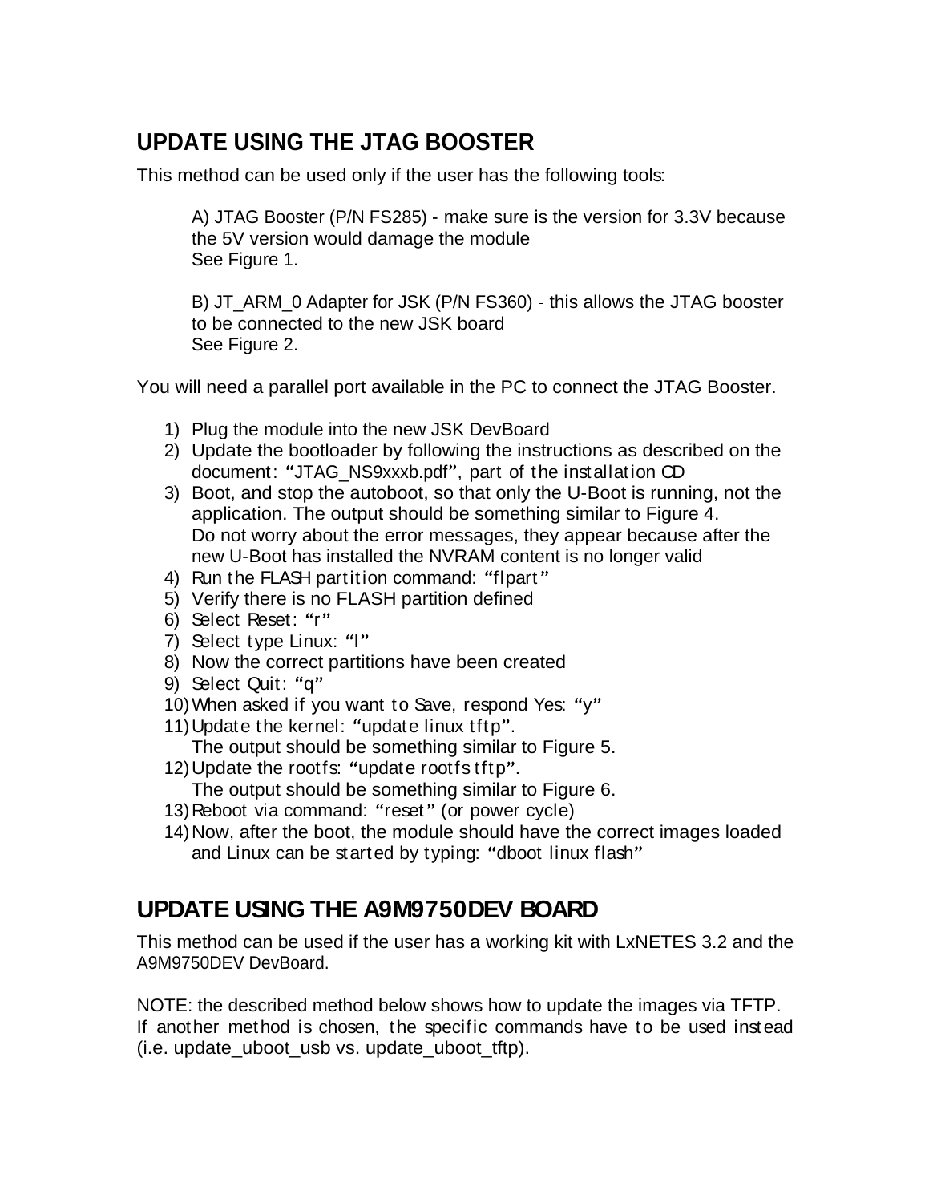## UPDATE USING THE JTAG BOOSTER

This method can be used only if the user has the following tools:

A) JTAG Booster (P/N FS285) - make sure is the version for 3.3V because the 5V version would damage the module
See Figure 1.

B) JT_ARM_0 Adapter for JSK (P/N FS360) - this allows the JTAG booster to be connected to the new JSK board
See Figure 2.

You will need a parallel port available in the PC to connect the JTAG Booster.

1) Plug the module into the new JSK DevBoard
2) Update the bootloader by following the instructions as described on the document: "JTAG_NS9xxxb.pdf", part of the installation CD
3) Boot, and stop the autoboot, so that only the U-Boot is running, not the application. The output should be something similar to Figure 4.
   Do not worry about the error messages, they appear because after the new U-Boot has installed the NVRAM content is no longer valid
4) Run the FLASH partition command: "flpart"
5) Verify there is no FLASH partition defined
6) Select Reset: "r"
7) Select type Linux: "l"
8) Now the correct partitions have been created
9) Select Quit: "q"
10) When asked if you want to Save, respond Yes: "y"
11) Update the kernel: "update linux tftp".
    The output should be something similar to Figure 5.
12) Update the rootfs: "update rootfs tftp".
    The output should be something similar to Figure 6.
13) Reboot via command: "reset" (or power cycle)
14) Now, after the boot, the module should have the correct images loaded and Linux can be started by typing: "dboot linux flash"

## UPDATE USING THE A9M9750DEV BOARD

This method can be used if the user has a working kit with LxNETES 3.2 and the A9M9750DEV DevBoard.

NOTE: the described method below shows how to update the images via TFTP.
If another method is chosen, the specific commands have to be used instead (i.e. update_uboot_usb vs. update_uboot_tftp).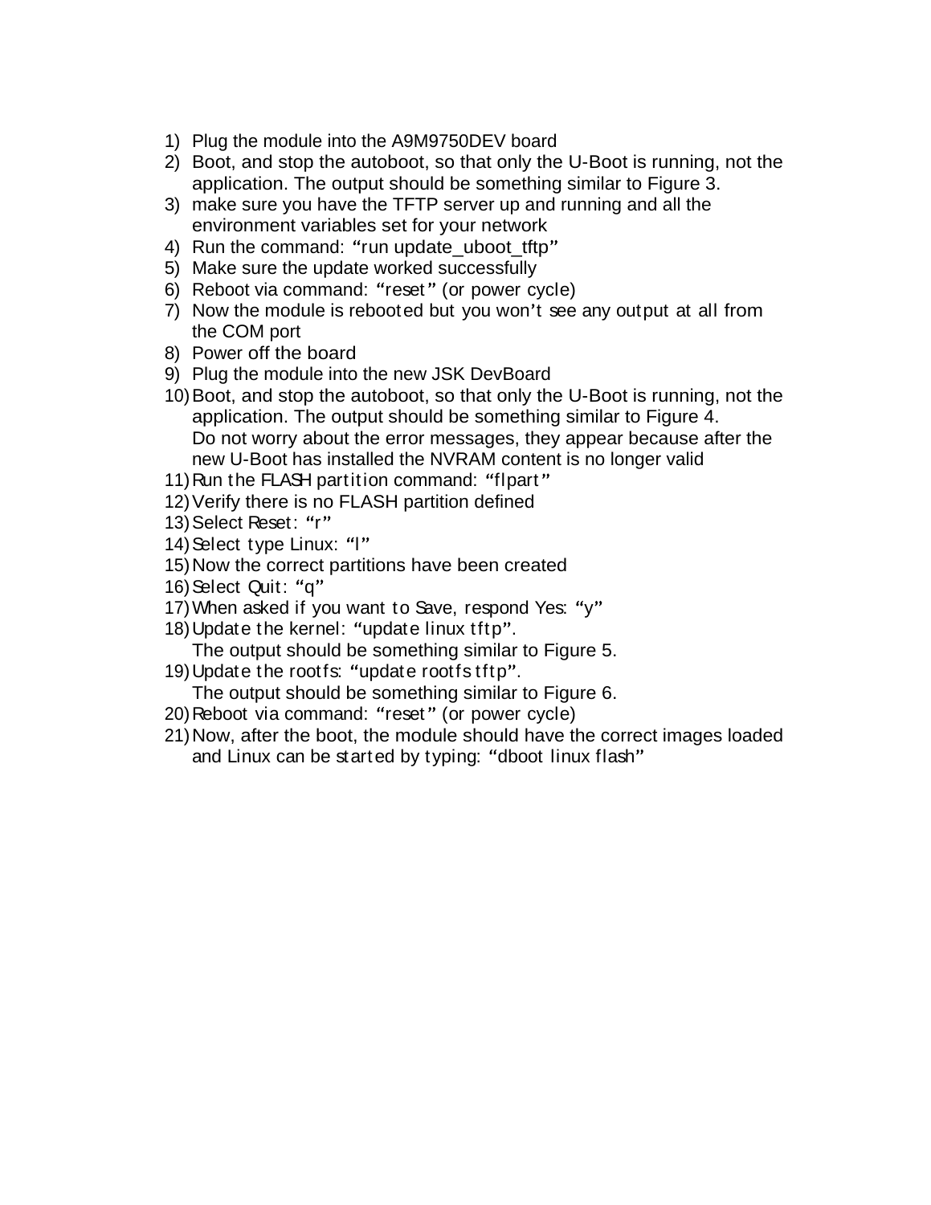1) Plug the module into the A9M9750DEV board
2) Boot, and stop the autoboot, so that only the U-Boot is running, not the application. The output should be something similar to Figure 3.
3) make sure you have the TFTP server up and running and all the environment variables set for your network
4) Run the command: "run update_uboot_tftp"
5) Make sure the update worked successfully
6) Reboot via command: "reset" (or power cycle)
7) Now the module is rebooted but you won't see any output at all from the COM port
8) Power off the board
9) Plug the module into the new JSK DevBoard
10) Boot, and stop the autoboot, so that only the U-Boot is running, not the application. The output should be something similar to Figure 4.
    Do not worry about the error messages, they appear because after the new U-Boot has installed the NVRAM content is no longer valid
11) Run the FLASH partition command: "flpart"
12) Verify there is no FLASH partition defined
13) Select Reset: "r"
14) Select type Linux: "l"
15) Now the correct partitions have been created
16) Select Quit: "q"
17) When asked if you want to Save, respond Yes: "y"
18) Update the kernel: "update linux tftp".
    The output should be something similar to Figure 5.
19) Update the rootfs: "update rootfs tftp".
    The output should be something similar to Figure 6.
20) Reboot via command: "reset" (or power cycle)
21) Now, after the boot, the module should have the correct images loaded and Linux can be started by typing: "dboot linux flash"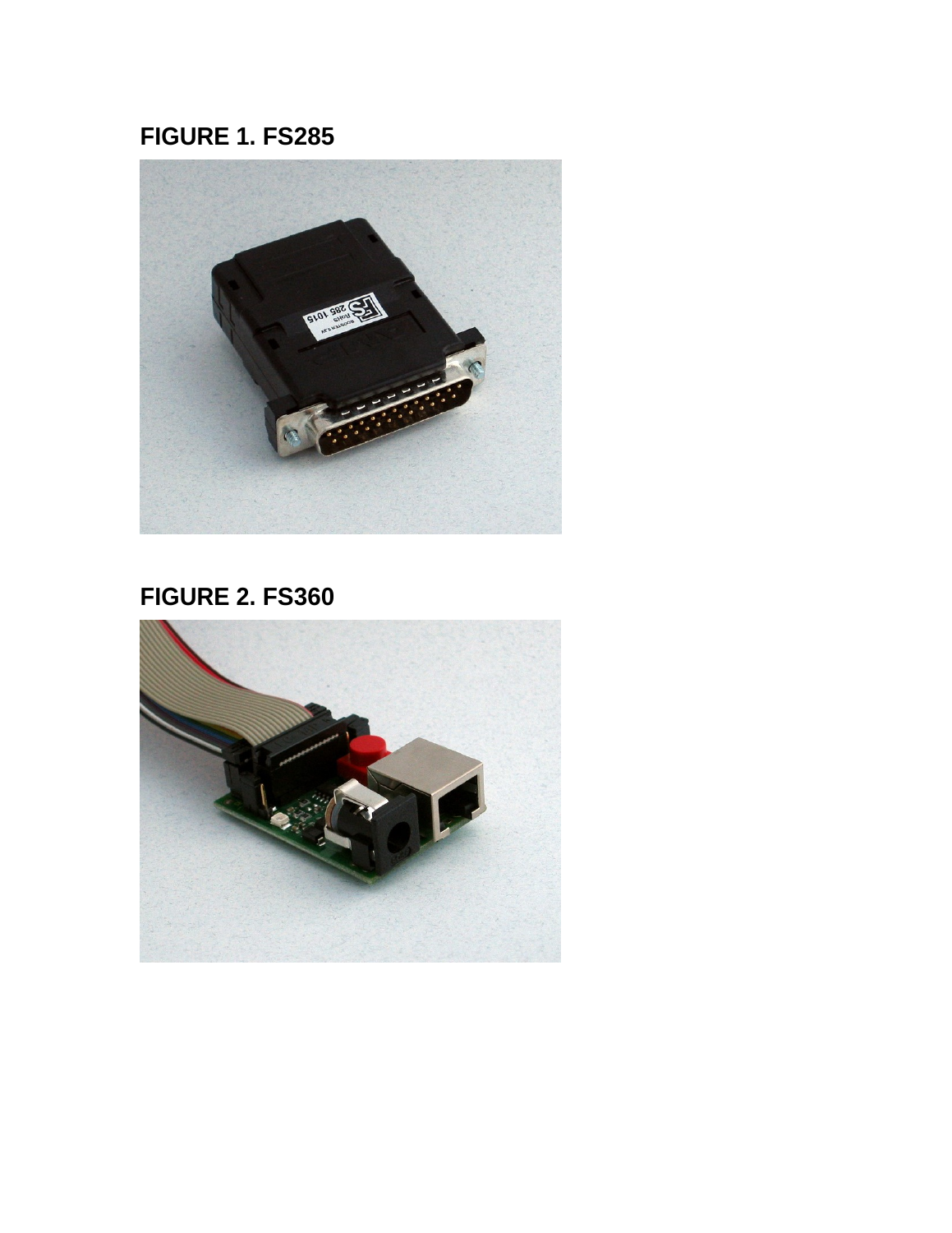## FIGURE 1. FS285

## FIGURE 2. FS360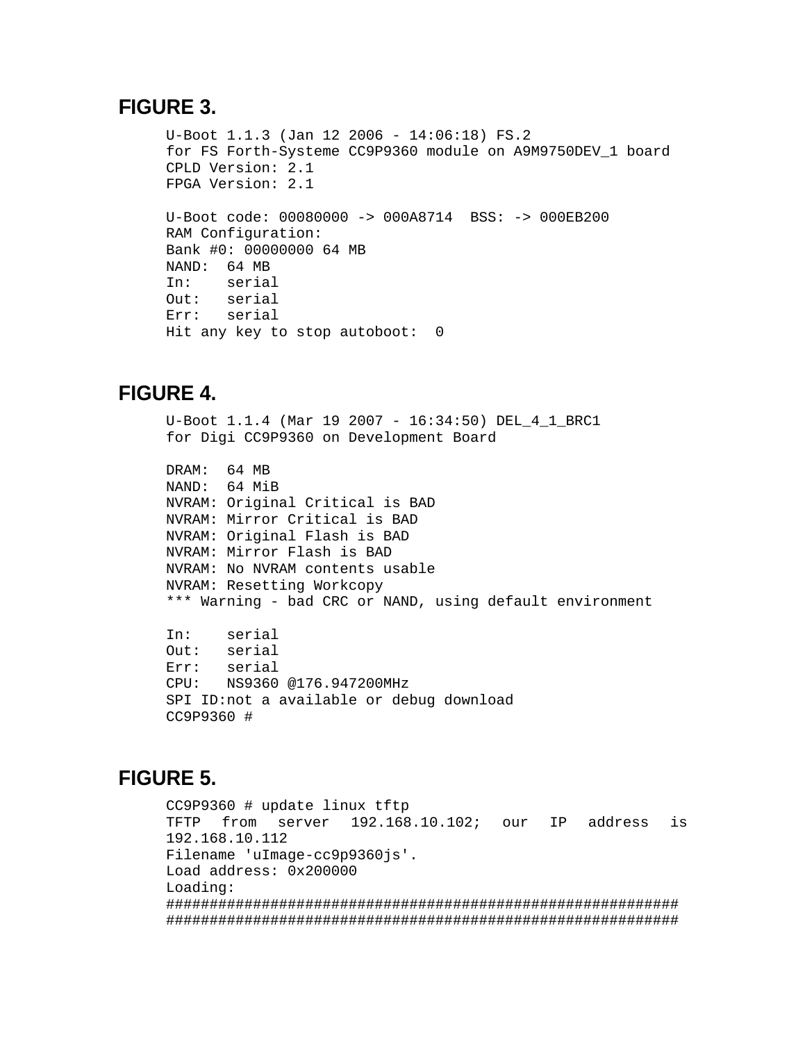## FIGURE 3.

```
U-Boot 1.1.3 (Jan 12 2006 - 14:06:18) FS.2
for FS Forth-Systeme CC9P9360 module on A9M9750DEV_1 board
CPLD Version: 2.1
FPGA Version: 2.1

U-Boot code: 00080000 -> 000A8714  BSS: -> 000EB200
RAM Configuration:
Bank #0: 00000000 64 MB
NAND:  64 MB
In:    serial
Out:   serial
Err:   serial
Hit any key to stop autoboot:  0
```

## FIGURE 4.

```
U-Boot 1.1.4 (Mar 19 2007 - 16:34:50) DEL_4_1_BRC1
for Digi CC9P9360 on Development Board

DRAM:  64 MB
NAND:  64 MiB
NVRAM: Original Critical is BAD
NVRAM: Mirror Critical is BAD
NVRAM: Original Flash is BAD
NVRAM: Mirror Flash is BAD
NVRAM: No NVRAM contents usable
NVRAM: Resetting Workcopy
*** Warning - bad CRC or NAND, using default environment

In:    serial
Out:   serial
Err:   serial
CPU:   NS9360 @176.947200MHz
SPI ID:not a available or debug download
CC9P9360 #
```

## FIGURE 5.

```
CC9P9360 # update linux tftp
TFTP from server 192.168.10.102; our IP address is
192.168.10.112
Filename 'uImage-cc9p9360js'.
Load address: 0x200000
Loading:
#############################################################
#############################################################
```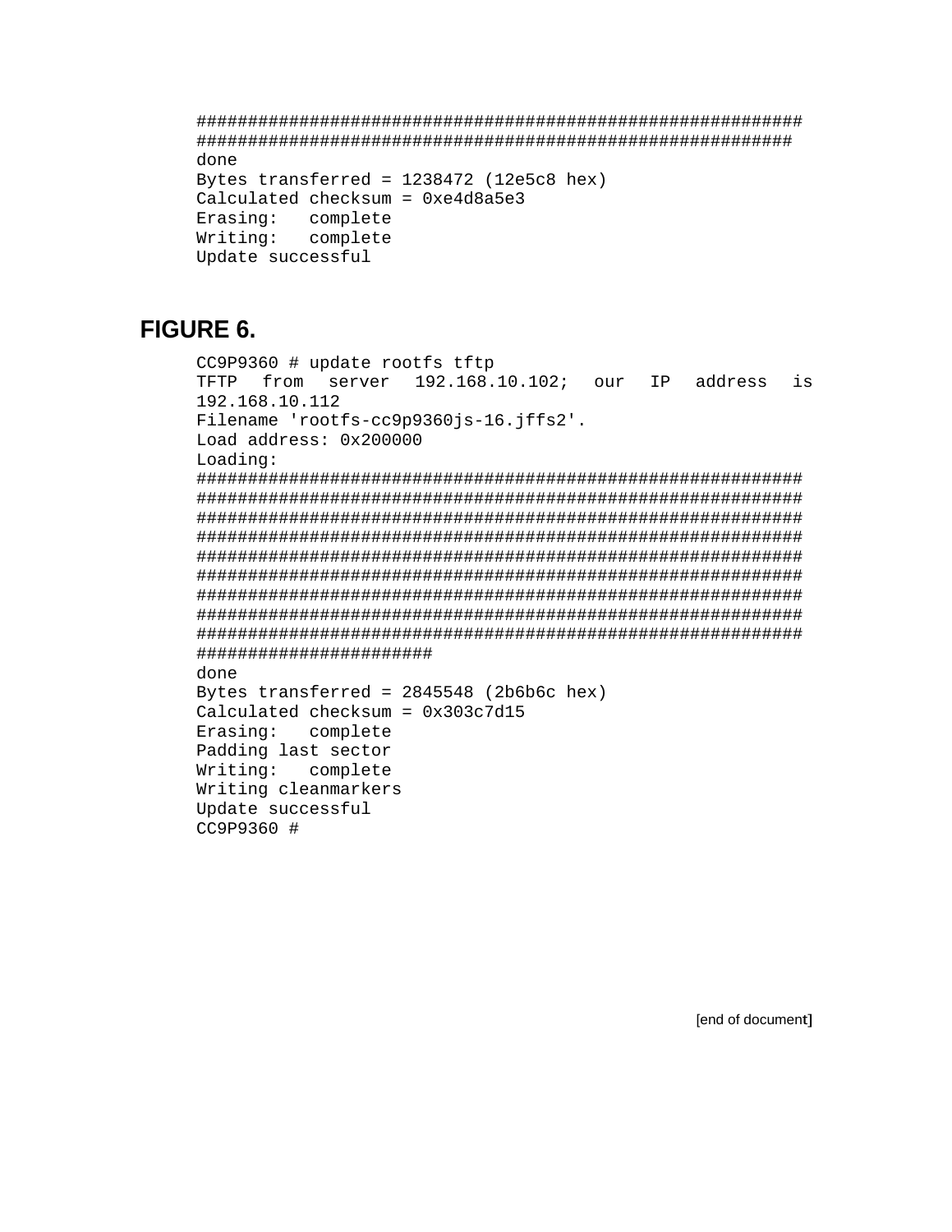```
############################################################
###########################################################
done
Bytes transferred = 1238472 (12e5c8 hex)
Calculated checksum = 0xe4d8a5e3
Erasing:   complete
Writing:   complete
Update successful
```

**FIGURE 6.**

```
CC9P9360 # update rootfs tftp
TFTP  from  server  192.168.10.102;  our  IP  address  is
192.168.10.112
Filename 'rootfs-cc9p9360js-16.jffs2'.
Load address: 0x200000
Loading:
############################################################
############################################################
############################################################
############################################################
############################################################
############################################################
############################################################
############################################################
############################################################
#######################
done
Bytes transferred = 2845548 (2b6b6c hex)
Calculated checksum = 0x303c7d15
Erasing:   complete
Padding last sector
Writing:   complete
Writing cleanmarkers
Update successful
CC9P9360 #
```

[end of document]